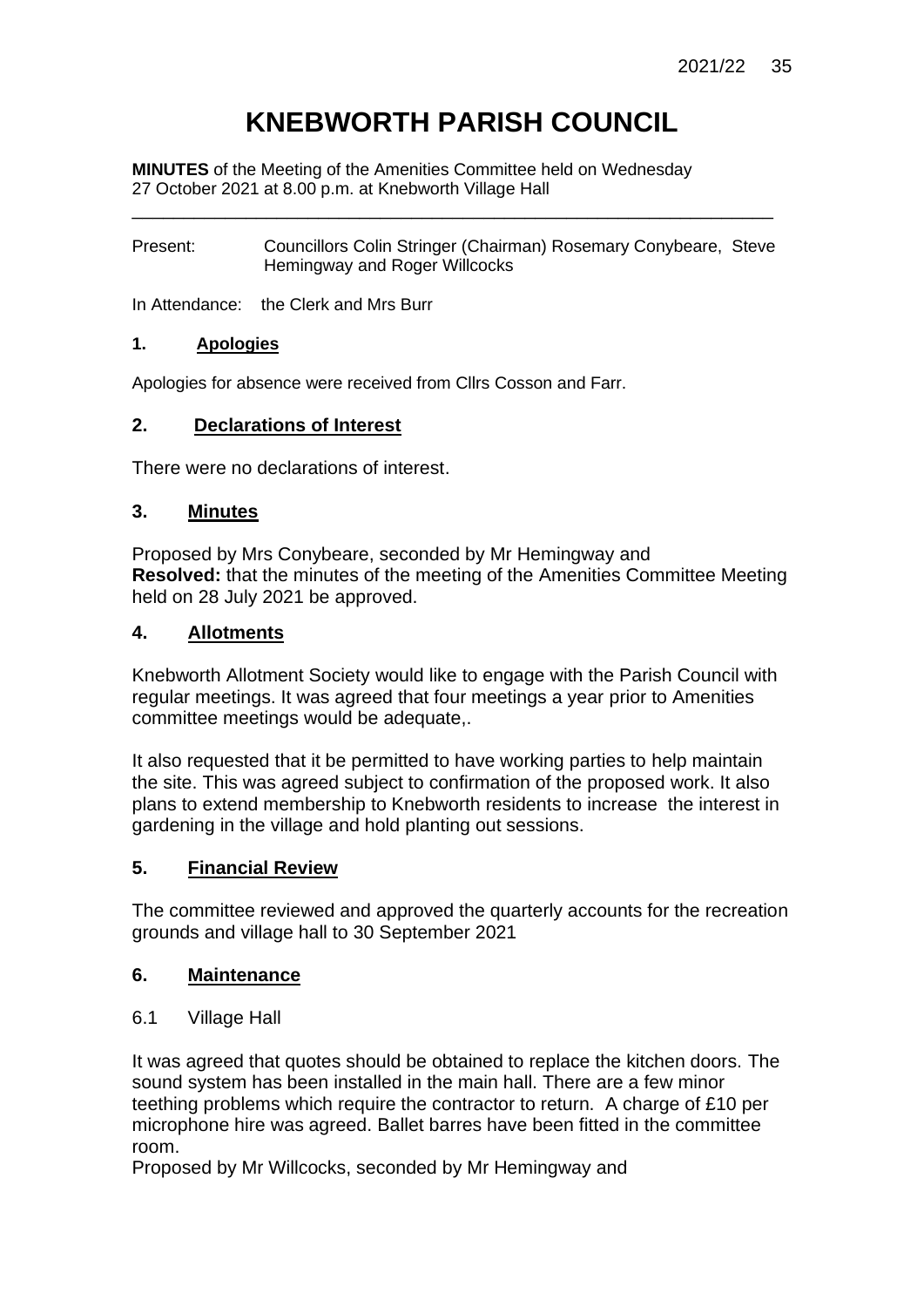# KNEBWORTH PARISH COUNCIL

**MINUTES** of the Meeting of the Amenities Committee held on Wednesday 27 October 2021 at 8.00 p.m. at Knebworth Village Hall

---

Present: Councillors Colin Stringer (Chairman) Rosemary Conybeare, Steve Hemingway and Roger Willcocks

In Attendance: the Clerk and Mrs Burr

## 1. Apologies

Apologies for absence were received from Cllrs Cosson and Farr.

## 2. Declarations of Interest

There were no declarations of interest.

## 3. Minutes

Proposed by Mrs Conybeare, seconded by Mr Hemingway and
**Resolved:** that the minutes of the meeting of the Amenities Committee Meeting held on 28 July 2021 be approved.

## 4. Allotments

Knebworth Allotment Society would like to engage with the Parish Council with regular meetings. It was agreed that four meetings a year prior to Amenities committee meetings would be adequate,.

It also requested that it be permitted to have working parties to help maintain the site. This was agreed subject to confirmation of the proposed work. It also plans to extend membership to Knebworth residents to increase the interest in gardening in the village and hold planting out sessions.

## 5. Financial Review

The committee reviewed and approved the quarterly accounts for the recreation grounds and village hall to 30 September 2021

## 6. Maintenance

6.1 Village Hall

It was agreed that quotes should be obtained to replace the kitchen doors. The sound system has been installed in the main hall. There are a few minor teething problems which require the contractor to return. A charge of £10 per microphone hire was agreed. Ballet barres have been fitted in the committee room.
Proposed by Mr Willcocks, seconded by Mr Hemingway and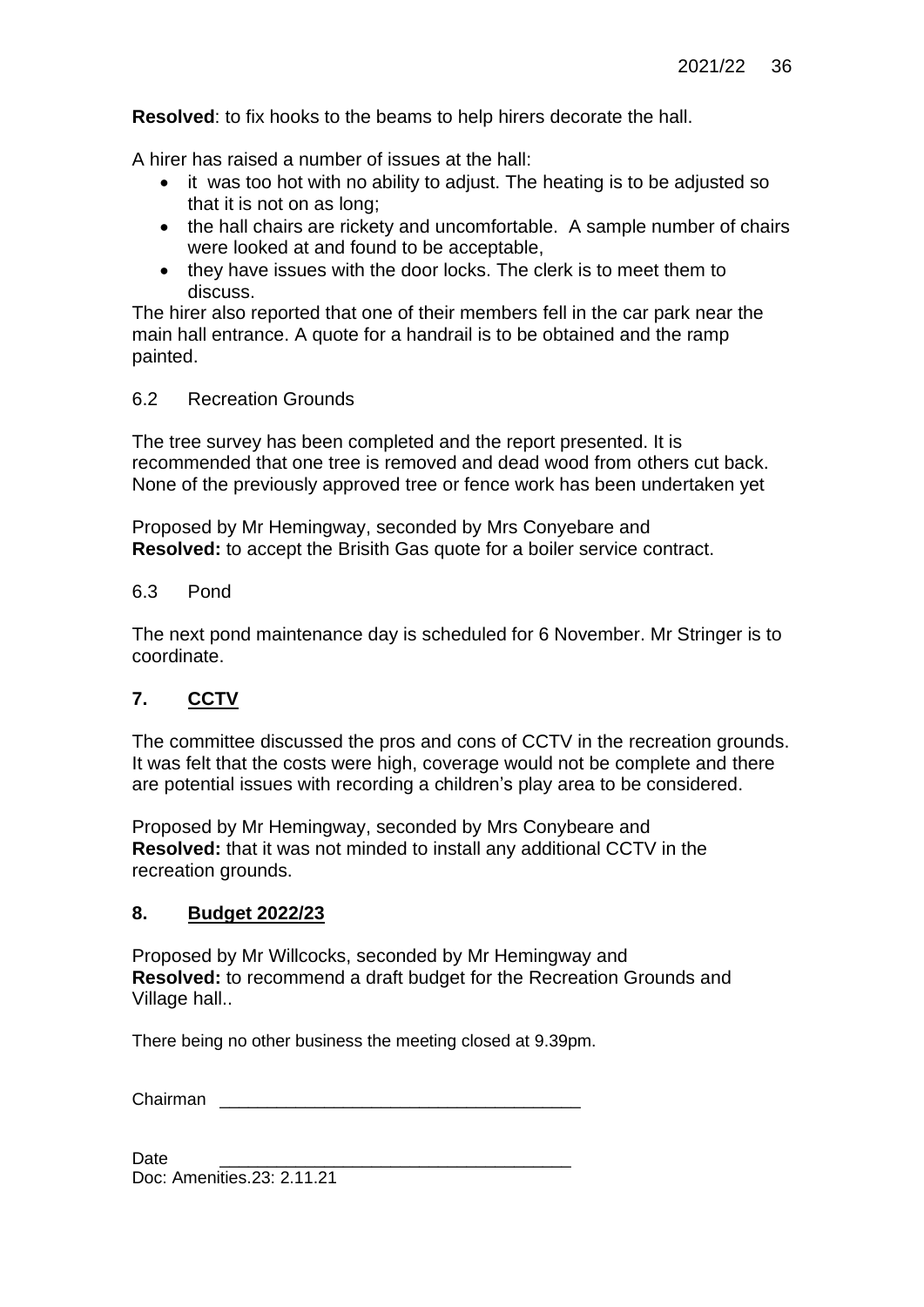**Resolved**: to fix hooks to the beams to help hirers decorate the hall.

A hirer has raised a number of issues at the hall:

- it was too hot with no ability to adjust. The heating is to be adjusted so that it is not on as long;
- the hall chairs are rickety and uncomfortable. A sample number of chairs were looked at and found to be acceptable,
- they have issues with the door locks. The clerk is to meet them to discuss.

The hirer also reported that one of their members fell in the car park near the main hall entrance. A quote for a handrail is to be obtained and the ramp painted.

6.2 Recreation Grounds

The tree survey has been completed and the report presented. It is recommended that one tree is removed and dead wood from others cut back. None of the previously approved tree or fence work has been undertaken yet

Proposed by Mr Hemingway, seconded by Mrs Conyebare and **Resolved:** to accept the Brisith Gas quote for a boiler service contract.

6.3 Pond

The next pond maintenance day is scheduled for 6 November. Mr Stringer is to coordinate.

## 7. CCTV

The committee discussed the pros and cons of CCTV in the recreation grounds. It was felt that the costs were high, coverage would not be complete and there are potential issues with recording a children's play area to be considered.

Proposed by Mr Hemingway, seconded by Mrs Conybeare and **Resolved:** that it was not minded to install any additional CCTV in the recreation grounds.

## 8. Budget 2022/23

Proposed by Mr Willcocks, seconded by Mr Hemingway and **Resolved:** to recommend a draft budget for the Recreation Grounds and Village hall..

There being no other business the meeting closed at 9.39pm.

Chairman \_\_\_\_\_\_\_\_\_\_\_\_\_\_\_\_\_\_\_\_\_\_\_\_\_\_\_\_\_\_\_\_\_\_\_\_\_

Date \_\_\_\_\_\_\_\_\_\_\_\_\_\_\_\_\_\_\_\_\_\_\_\_\_\_\_\_\_\_\_\_\_\_\_\_\_

Doc: Amenities.23: 2.11.21